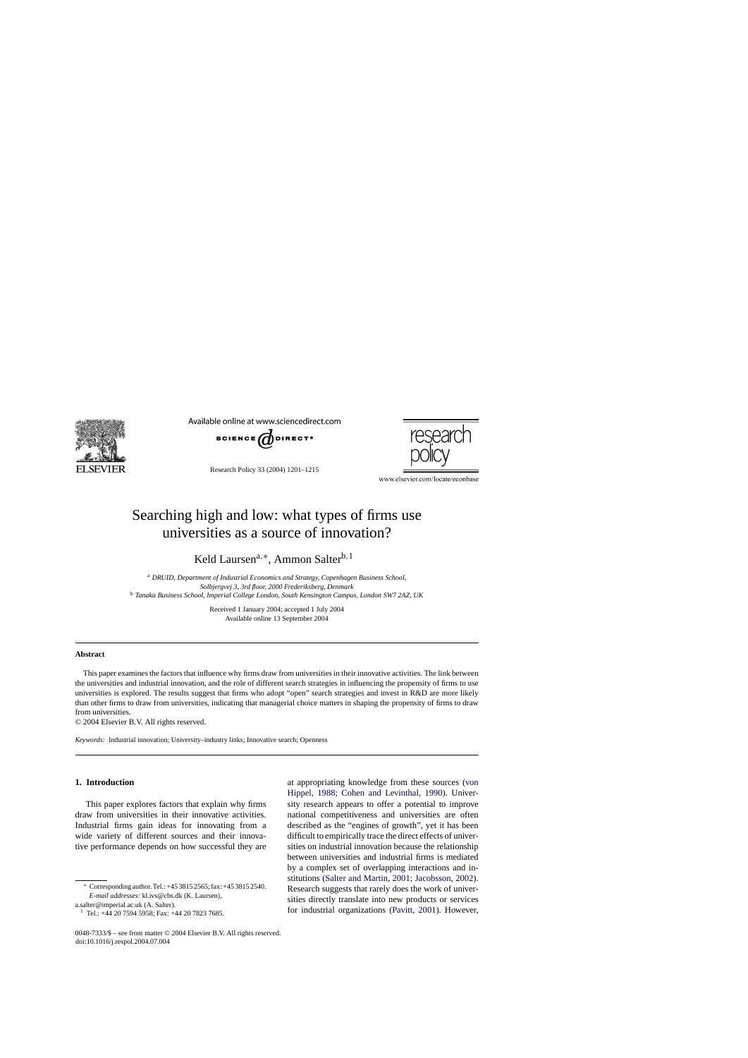# Searching high and low: what types of firms use universities as a source of innovation?

Keld Laursen[a,*], Ammon Salter[b,1]

[a] *DRUID, Department of Industrial Economics and Strategy, Copenhagen Business School, Solbjergvej 3, 3rd floor, 2000 Frederiksberg, Denmark*

[b] *Tanaka Business School, Imperial College London, South Kensington Campus, London SW7 2AZ, UK*

Received 1 January 2004; accepted 1 July 2004
Available online 13 September 2004

## Abstract

This paper examines the factors that influence why firms draw from universities in their innovative activities. The link between the universities and industrial innovation, and the role of different search strategies in influencing the propensity of firms to use universities is explored. The results suggest that firms who adopt "open" search strategies and invest in R&D are more likely than other firms to draw from universities, indicating that managerial choice matters in shaping the propensity of firms to draw from universities.

© 2004 Elsevier B.V. All rights reserved.

*Keywords:* Industrial innovation; University–industry links; Innovative search; Openness

## 1. Introduction

This paper explores factors that explain why firms draw from universities in their innovative activities. Industrial firms gain ideas for innovating from a wide variety of different sources and their innovative performance depends on how successful they are at appropriating knowledge from these sources (von Hippel, 1988; Cohen and Levinthal, 1990). University research appears to offer a potential to improve national competitiveness and universities are often described as the "engines of growth", yet it has been difficult to empirically trace the direct effects of universities on industrial innovation because the relationship between universities and industrial firms is mediated by a complex set of overlapping interactions and institutions (Salter and Martin, 2001; Jacobsson, 2002). Research suggests that rarely does the work of universities directly translate into new products or services for industrial organizations (Pavitt, 2001). However,

---

\* Corresponding author. Tel.: +45 3815 2565; fax: +45 3815 2540.
*E-mail addresses:* kl.ivs@cbs.dk (K. Laursen), a.salter@imperial.ac.uk (A. Salter).

[1] Tel.: +44 20 7594 5958; Fax: +44 20 7823 7685.

0048-7333/$ – see front matter © 2004 Elsevier B.V. All rights reserved.
doi:10.1016/j.respol.2004.07.004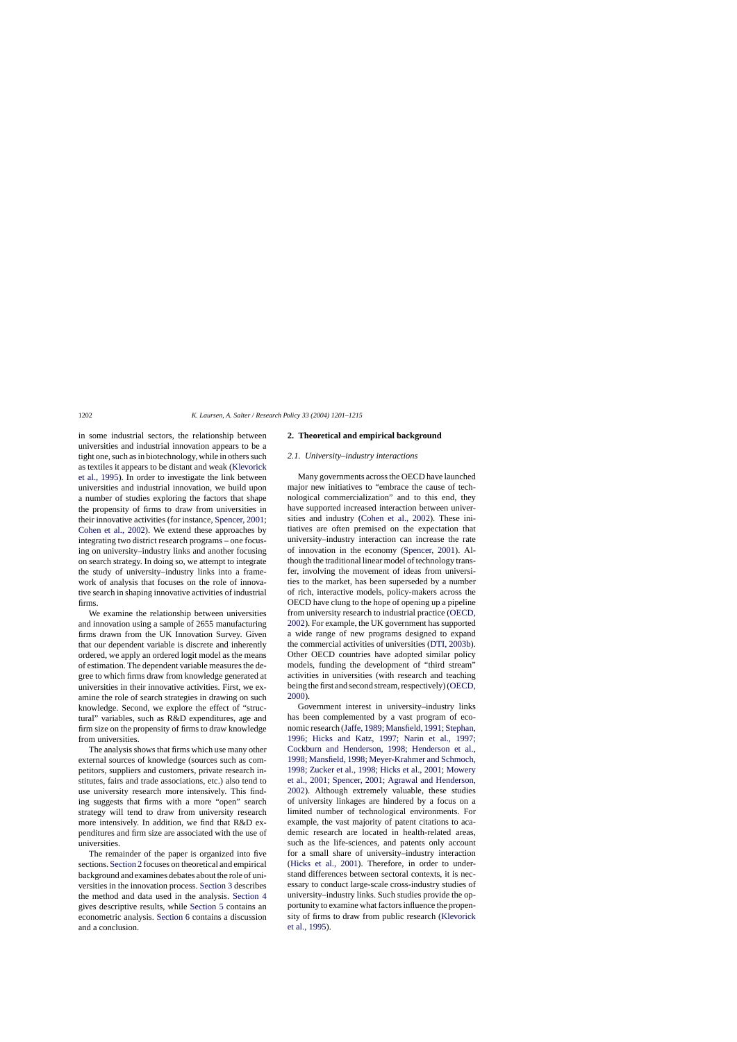in some industrial sectors, the relationship between universities and industrial innovation appears to be a tight one, such as in biotechnology, while in others such as textiles it appears to be distant and weak (Klevorick et al., 1995). In order to investigate the link between universities and industrial innovation, we build upon a number of studies exploring the factors that shape the propensity of firms to draw from universities in their innovative activities (for instance, Spencer, 2001; Cohen et al., 2002). We extend these approaches by integrating two district research programs – one focusing on university–industry links and another focusing on search strategy. In doing so, we attempt to integrate the study of university–industry links into a framework of analysis that focuses on the role of innovative search in shaping innovative activities of industrial firms.

We examine the relationship between universities and innovation using a sample of 2655 manufacturing firms drawn from the UK Innovation Survey. Given that our dependent variable is discrete and inherently ordered, we apply an ordered logit model as the means of estimation. The dependent variable measures the degree to which firms draw from knowledge generated at universities in their innovative activities. First, we examine the role of search strategies in drawing on such knowledge. Second, we explore the effect of "structural" variables, such as R&D expenditures, age and firm size on the propensity of firms to draw knowledge from universities.

The analysis shows that firms which use many other external sources of knowledge (sources such as competitors, suppliers and customers, private research institutes, fairs and trade associations, etc.) also tend to use university research more intensively. This finding suggests that firms with a more "open" search strategy will tend to draw from university research more intensively. In addition, we find that R&D expenditures and firm size are associated with the use of universities.

The remainder of the paper is organized into five sections. Section 2 focuses on theoretical and empirical background and examines debates about the role of universities in the innovation process. Section 3 describes the method and data used in the analysis. Section 4 gives descriptive results, while Section 5 contains an econometric analysis. Section 6 contains a discussion and a conclusion.

## 2. Theoretical and empirical background

### 2.1. University–industry interactions

Many governments across the OECD have launched major new initiatives to "embrace the cause of technological commercialization" and to this end, they have supported increased interaction between universities and industry (Cohen et al., 2002). These initiatives are often premised on the expectation that university–industry interaction can increase the rate of innovation in the economy (Spencer, 2001). Although the traditional linear model of technology transfer, involving the movement of ideas from universities to the market, has been superseded by a number of rich, interactive models, policy-makers across the OECD have clung to the hope of opening up a pipeline from university research to industrial practice (OECD, 2002). For example, the UK government has supported a wide range of new programs designed to expand the commercial activities of universities (DTI, 2003b). Other OECD countries have adopted similar policy models, funding the development of "third stream" activities in universities (with research and teaching being the first and second stream, respectively) (OECD, 2000).

Government interest in university–industry links has been complemented by a vast program of economic research (Jaffe, 1989; Mansfield, 1991; Stephan, 1996; Hicks and Katz, 1997; Narin et al., 1997; Cockburn and Henderson, 1998; Henderson et al., 1998; Mansfield, 1998; Meyer-Krahmer and Schmoch, 1998; Zucker et al., 1998; Hicks et al., 2001; Mowery et al., 2001; Spencer, 2001; Agrawal and Henderson, 2002). Although extremely valuable, these studies of university linkages are hindered by a focus on a limited number of technological environments. For example, the vast majority of patent citations to academic research are located in health-related areas, such as the life-sciences, and patents only account for a small share of university–industry interaction (Hicks et al., 2001). Therefore, in order to understand differences between sectoral contexts, it is necessary to conduct large-scale cross-industry studies of university–industry links. Such studies provide the opportunity to examine what factors influence the propensity of firms to draw from public research (Klevorick et al., 1995).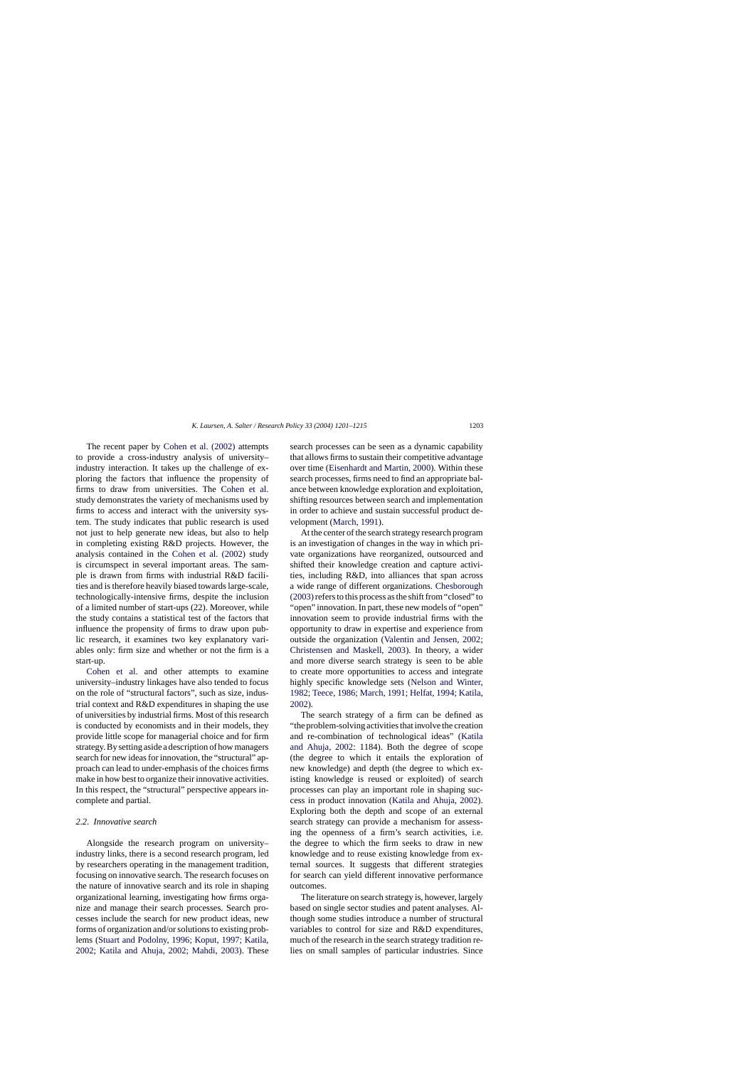The recent paper by Cohen et al. (2002) attempts to provide a cross-industry analysis of university–industry interaction. It takes up the challenge of exploring the factors that influence the propensity of firms to draw from universities. The Cohen et al. study demonstrates the variety of mechanisms used by firms to access and interact with the university system. The study indicates that public research is used not just to help generate new ideas, but also to help in completing existing R&D projects. However, the analysis contained in the Cohen et al. (2002) study is circumspect in several important areas. The sample is drawn from firms with industrial R&D facilities and is therefore heavily biased towards large-scale, technologically-intensive firms, despite the inclusion of a limited number of start-ups (22). Moreover, while the study contains a statistical test of the factors that influence the propensity of firms to draw upon public research, it examines two key explanatory variables only: firm size and whether or not the firm is a start-up.

Cohen et al. and other attempts to examine university–industry linkages have also tended to focus on the role of "structural factors", such as size, industrial context and R&D expenditures in shaping the use of universities by industrial firms. Most of this research is conducted by economists and in their models, they provide little scope for managerial choice and for firm strategy. By setting aside a description of how managers search for new ideas for innovation, the "structural" approach can lead to under-emphasis of the choices firms make in how best to organize their innovative activities. In this respect, the "structural" perspective appears incomplete and partial.

### 2.2. Innovative search

Alongside the research program on university–industry links, there is a second research program, led by researchers operating in the management tradition, focusing on innovative search. The research focuses on the nature of innovative search and its role in shaping organizational learning, investigating how firms organize and manage their search processes. Search processes include the search for new product ideas, new forms of organization and/or solutions to existing problems (Stuart and Podolny, 1996; Koput, 1997; Katila, 2002; Katila and Ahuja, 2002; Mahdi, 2003). These search processes can be seen as a dynamic capability that allows firms to sustain their competitive advantage over time (Eisenhardt and Martin, 2000). Within these search processes, firms need to find an appropriate balance between knowledge exploration and exploitation, shifting resources between search and implementation in order to achieve and sustain successful product development (March, 1991).

At the center of the search strategy research program is an investigation of changes in the way in which private organizations have reorganized, outsourced and shifted their knowledge creation and capture activities, including R&D, into alliances that span across a wide range of different organizations. Chesborough (2003) refers to this process as the shift from "closed" to "open" innovation. In part, these new models of "open" innovation seem to provide industrial firms with the opportunity to draw in expertise and experience from outside the organization (Valentin and Jensen, 2002; Christensen and Maskell, 2003). In theory, a wider and more diverse search strategy is seen to be able to create more opportunities to access and integrate highly specific knowledge sets (Nelson and Winter, 1982; Teece, 1986; March, 1991; Helfat, 1994; Katila, 2002).

The search strategy of a firm can be defined as "the problem-solving activities that involve the creation and re-combination of technological ideas" (Katila and Ahuja, 2002: 1184). Both the degree of scope (the degree to which it entails the exploration of new knowledge) and depth (the degree to which existing knowledge is reused or exploited) of search processes can play an important role in shaping success in product innovation (Katila and Ahuja, 2002). Exploring both the depth and scope of an external search strategy can provide a mechanism for assessing the openness of a firm's search activities, i.e. the degree to which the firm seeks to draw in new knowledge and to reuse existing knowledge from external sources. It suggests that different strategies for search can yield different innovative performance outcomes.

The literature on search strategy is, however, largely based on single sector studies and patent analyses. Although some studies introduce a number of structural variables to control for size and R&D expenditures, much of the research in the search strategy tradition relies on small samples of particular industries. Since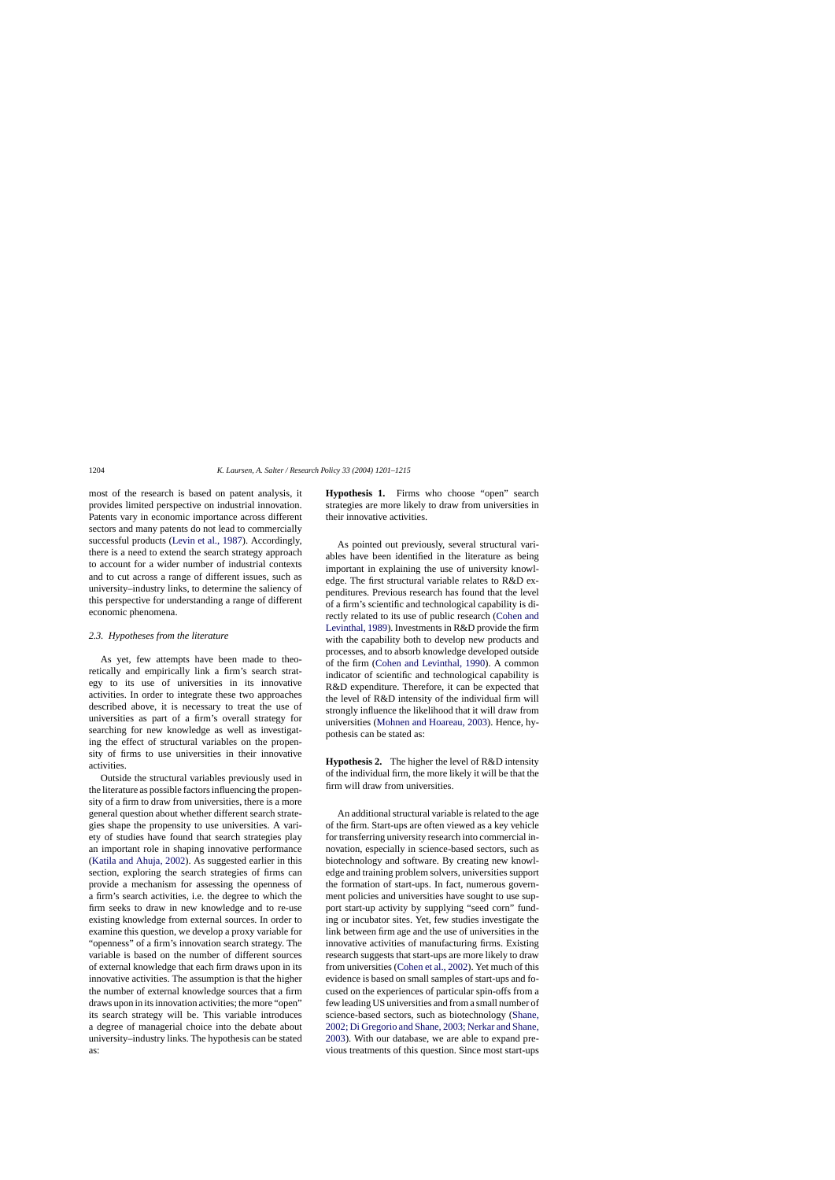most of the research is based on patent analysis, it provides limited perspective on industrial innovation. Patents vary in economic importance across different sectors and many patents do not lead to commercially successful products (Levin et al., 1987). Accordingly, there is a need to extend the search strategy approach to account for a wider number of industrial contexts and to cut across a range of different issues, such as university–industry links, to determine the saliency of this perspective for understanding a range of different economic phenomena.

### 2.3. Hypotheses from the literature

As yet, few attempts have been made to theoretically and empirically link a firm's search strategy to its use of universities in its innovative activities. In order to integrate these two approaches described above, it is necessary to treat the use of universities as part of a firm's overall strategy for searching for new knowledge as well as investigating the effect of structural variables on the propensity of firms to use universities in their innovative activities.

Outside the structural variables previously used in the literature as possible factors influencing the propensity of a firm to draw from universities, there is a more general question about whether different search strategies shape the propensity to use universities. A variety of studies have found that search strategies play an important role in shaping innovative performance (Katila and Ahuja, 2002). As suggested earlier in this section, exploring the search strategies of firms can provide a mechanism for assessing the openness of a firm's search activities, i.e. the degree to which the firm seeks to draw in new knowledge and to re-use existing knowledge from external sources. In order to examine this question, we develop a proxy variable for "openness" of a firm's innovation search strategy. The variable is based on the number of different sources of external knowledge that each firm draws upon in its innovative activities. The assumption is that the higher the number of external knowledge sources that a firm draws upon in its innovation activities; the more "open" its search strategy will be. This variable introduces a degree of managerial choice into the debate about university–industry links. The hypothesis can be stated as:

**Hypothesis 1.** Firms who choose "open" search strategies are more likely to draw from universities in their innovative activities.

As pointed out previously, several structural variables have been identified in the literature as being important in explaining the use of university knowledge. The first structural variable relates to R&D expenditures. Previous research has found that the level of a firm's scientific and technological capability is directly related to its use of public research (Cohen and Levinthal, 1989). Investments in R&D provide the firm with the capability both to develop new products and processes, and to absorb knowledge developed outside of the firm (Cohen and Levinthal, 1990). A common indicator of scientific and technological capability is R&D expenditure. Therefore, it can be expected that the level of R&D intensity of the individual firm will strongly influence the likelihood that it will draw from universities (Mohnen and Hoareau, 2003). Hence, hypothesis can be stated as:

**Hypothesis 2.** The higher the level of R&D intensity of the individual firm, the more likely it will be that the firm will draw from universities.

An additional structural variable is related to the age of the firm. Start-ups are often viewed as a key vehicle for transferring university research into commercial innovation, especially in science-based sectors, such as biotechnology and software. By creating new knowledge and training problem solvers, universities support the formation of start-ups. In fact, numerous government policies and universities have sought to use support start-up activity by supplying "seed corn" funding or incubator sites. Yet, few studies investigate the link between firm age and the use of universities in the innovative activities of manufacturing firms. Existing research suggests that start-ups are more likely to draw from universities (Cohen et al., 2002). Yet much of this evidence is based on small samples of start-ups and focused on the experiences of particular spin-offs from a few leading US universities and from a small number of science-based sectors, such as biotechnology (Shane, 2002; Di Gregorio and Shane, 2003; Nerkar and Shane, 2003). With our database, we are able to expand previous treatments of this question. Since most start-ups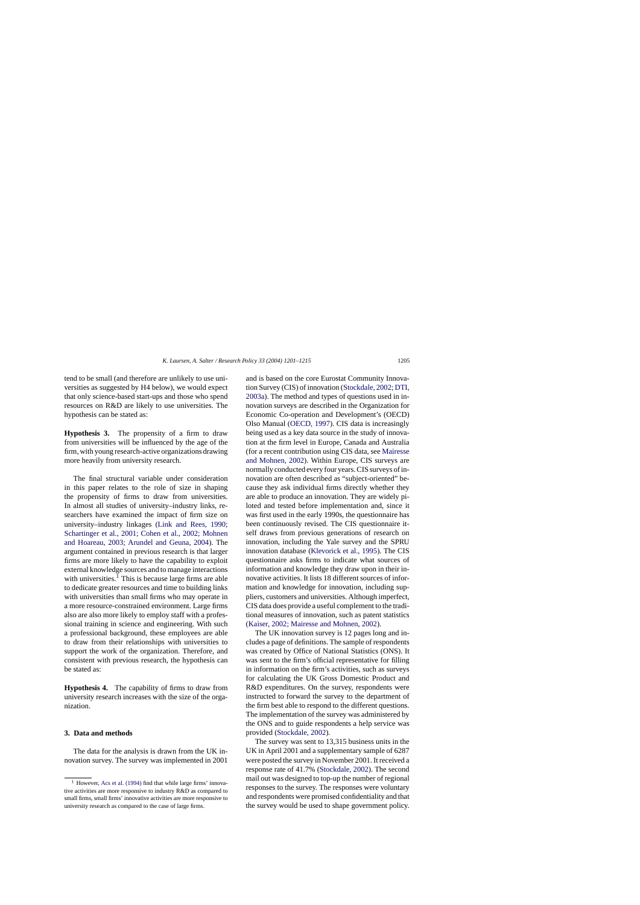tend to be small (and therefore are unlikely to use universities as suggested by H4 below), we would expect that only science-based start-ups and those who spend resources on R&D are likely to use universities. The hypothesis can be stated as:

**Hypothesis 3.** The propensity of a firm to draw from universities will be influenced by the age of the firm, with young research-active organizations drawing more heavily from university research.

The final structural variable under consideration in this paper relates to the role of size in shaping the propensity of firms to draw from universities. In almost all studies of university–industry links, researchers have examined the impact of firm size on university–industry linkages (Link and Rees, 1990; Schartinger et al., 2001; Cohen et al., 2002; Mohnen and Hoareau, 2003; Arundel and Geuna, 2004). The argument contained in previous research is that larger firms are more likely to have the capability to exploit external knowledge sources and to manage interactions with universities.[1] This is because large firms are able to dedicate greater resources and time to building links with universities than small firms who may operate in a more resource-constrained environment. Large firms also are also more likely to employ staff with a professional training in science and engineering. With such a professional background, these employees are able to draw from their relationships with universities to support the work of the organization. Therefore, and consistent with previous research, the hypothesis can be stated as:

**Hypothesis 4.** The capability of firms to draw from university research increases with the size of the organization.

## 3. Data and methods

The data for the analysis is drawn from the UK innovation survey. The survey was implemented in 2001 and is based on the core Eurostat Community Innovation Survey (CIS) of innovation (Stockdale, 2002; DTI, 2003a). The method and types of questions used in innovation surveys are described in the Organization for Economic Co-operation and Development's (OECD) Olso Manual (OECD, 1997). CIS data is increasingly being used as a key data source in the study of innovation at the firm level in Europe, Canada and Australia (for a recent contribution using CIS data, see Mairesse and Mohnen, 2002). Within Europe, CIS surveys are normally conducted every four years. CIS surveys of innovation are often described as "subject-oriented" because they ask individual firms directly whether they are able to produce an innovation. They are widely piloted and tested before implementation and, since it was first used in the early 1990s, the questionnaire has been continuously revised. The CIS questionnaire itself draws from previous generations of research on innovation, including the Yale survey and the SPRU innovation database (Klevorick et al., 1995). The CIS questionnaire asks firms to indicate what sources of information and knowledge they draw upon in their innovative activities. It lists 18 different sources of information and knowledge for innovation, including suppliers, customers and universities. Although imperfect, CIS data does provide a useful complement to the traditional measures of innovation, such as patent statistics (Kaiser, 2002; Mairesse and Mohnen, 2002).

The UK innovation survey is 12 pages long and includes a page of definitions. The sample of respondents was created by Office of National Statistics (ONS). It was sent to the firm's official representative for filling in information on the firm's activities, such as surveys for calculating the UK Gross Domestic Product and R&D expenditures. On the survey, respondents were instructed to forward the survey to the department of the firm best able to respond to the different questions. The implementation of the survey was administered by the ONS and to guide respondents a help service was provided (Stockdale, 2002).

The survey was sent to 13,315 business units in the UK in April 2001 and a supplementary sample of 6287 were posted the survey in November 2001. It received a response rate of 41.7% (Stockdale, 2002). The second mail out was designed to top-up the number of regional responses to the survey. The responses were voluntary and respondents were promised confidentiality and that the survey would be used to shape government policy.

[1] However, Acs et al. (1994) find that while large firms' innovative activities are more responsive to industry R&D as compared to small firms, small firms' innovative activities are more responsive to university research as compared to the case of large firms.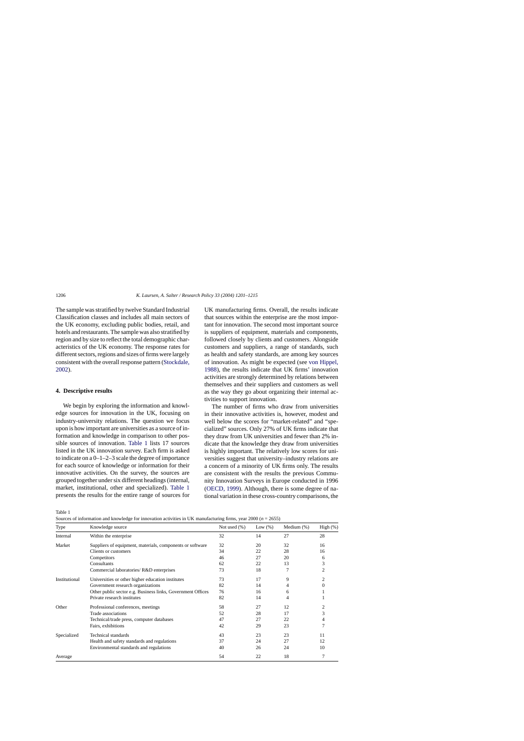The sample was stratified by twelve Standard Industrial Classification classes and includes all main sectors of the UK economy, excluding public bodies, retail, and hotels and restaurants. The sample was also stratified by region and by size to reflect the total demographic characteristics of the UK economy. The response rates for different sectors, regions and sizes of firms were largely consistent with the overall response pattern (Stockdale, 2002).

## 4. Descriptive results

We begin by exploring the information and knowledge sources for innovation in the UK, focusing on industry-university relations. The question we focus upon is how important are universities as a source of information and knowledge in comparison to other possible sources of innovation. Table 1 lists 17 sources listed in the UK innovation survey. Each firm is asked to indicate on a 0–1–2–3 scale the degree of importance for each source of knowledge or information for their innovative activities. On the survey, the sources are grouped together under six different headings (internal, market, institutional, other and specialized). Table 1 presents the results for the entire range of sources for UK manufacturing firms. Overall, the results indicate that sources within the enterprise are the most important for innovation. The second most important source is suppliers of equipment, materials and components, followed closely by clients and customers. Alongside customers and suppliers, a range of standards, such as health and safety standards, are among key sources of innovation. As might be expected (see von Hippel, 1988), the results indicate that UK firms' innovation activities are strongly determined by relations between themselves and their suppliers and customers as well as the way they go about organizing their internal activities to support innovation.

The number of firms who draw from universities in their innovative activities is, however, modest and well below the scores for "market-related" and "specialized" sources. Only 27% of UK firms indicate that they draw from UK universities and fewer than 2% indicate that the knowledge they draw from universities is highly important. The relatively low scores for universities suggest that university–industry relations are a concern of a minority of UK firms only. The results are consistent with the results the previous Community Innovation Surveys in Europe conducted in 1996 (OECD, 1999). Although, there is some degree of national variation in these cross-country comparisons, the

Table 1
Sources of information and knowledge for innovation activities in UK manufacturing firms, year 2000 ($n = 2655$)

| Type | Knowledge source | Not used (%) | Low (%) | Medium (%) | High (%) |
|---|---|---|---|---|---|
| Internal | Within the enterprise | 32 | 14 | 27 | 28 |
| Market | Suppliers of equipment, materials, components or software | 32 | 20 | 32 | 16 |
| | Clients or customers | 34 | 22 | 28 | 16 |
| | Competitors | 46 | 27 | 20 | 6 |
| | Consultants | 62 | 22 | 13 | 3 |
| | Commercial laboratories/ R&D enterprises | 73 | 18 | 7 | 2 |
| Institutional | Universities or other higher education institutes | 73 | 17 | 9 | 2 |
| | Government research organizations | 82 | 14 | 4 | 0 |
| | Other public sector e.g. Business links, Government Offices | 76 | 16 | 6 | 1 |
| | Private research institutes | 82 | 14 | 4 | 1 |
| Other | Professional conferences, meetings | 58 | 27 | 12 | 2 |
| | Trade associations | 52 | 28 | 17 | 3 |
| | Technical/trade press, computer databases | 47 | 27 | 22 | 4 |
| | Fairs, exhibitions | 42 | 29 | 23 | 7 |
| Specialized | Technical standards | 43 | 23 | 23 | 11 |
| | Health and safety standards and regulations | 37 | 24 | 27 | 12 |
| | Environmental standards and regulations | 40 | 26 | 24 | 10 |
| Average | | 54 | 22 | 18 | 7 |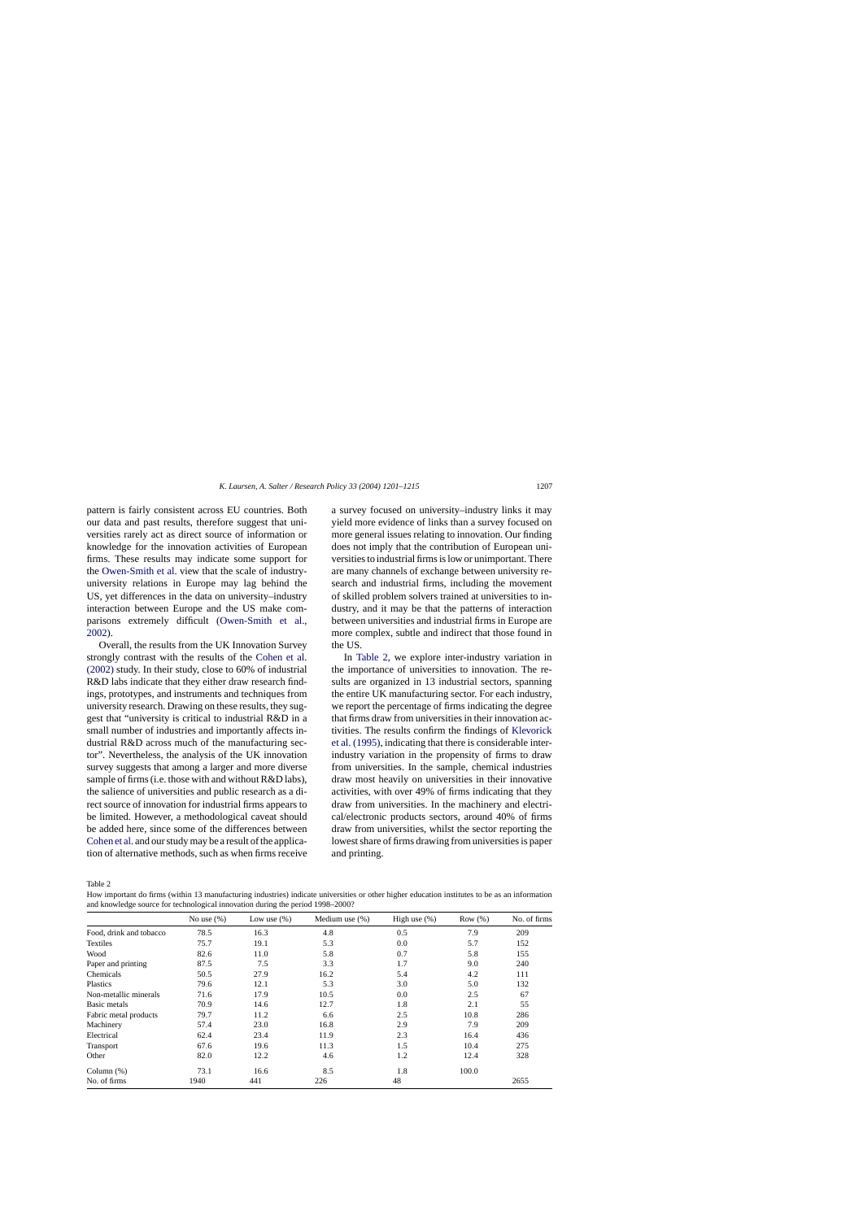pattern is fairly consistent across EU countries. Both our data and past results, therefore suggest that universities rarely act as direct source of information or knowledge for the innovation activities of European firms. These results may indicate some support for the Owen-Smith et al. view that the scale of industry-university relations in Europe may lag behind the US, yet differences in the data on university–industry interaction between Europe and the US make comparisons extremely difficult (Owen-Smith et al., 2002).

Overall, the results from the UK Innovation Survey strongly contrast with the results of the Cohen et al. (2002) study. In their study, close to 60% of industrial R&D labs indicate that they either draw research findings, prototypes, and instruments and techniques from university research. Drawing on these results, they suggest that "university is critical to industrial R&D in a small number of industries and importantly affects industrial R&D across much of the manufacturing sector". Nevertheless, the analysis of the UK innovation survey suggests that among a larger and more diverse sample of firms (i.e. those with and without R&D labs), the salience of universities and public research as a direct source of innovation for industrial firms appears to be limited. However, a methodological caveat should be added here, since some of the differences between Cohen et al. and our study may be a result of the application of alternative methods, such as when firms receive a survey focused on university–industry links it may yield more evidence of links than a survey focused on more general issues relating to innovation. Our finding does not imply that the contribution of European universities to industrial firms is low or unimportant. There are many channels of exchange between university research and industrial firms, including the movement of skilled problem solvers trained at universities to industry, and it may be that the patterns of interaction between universities and industrial firms in Europe are more complex, subtle and indirect that those found in the US.

In Table 2, we explore inter-industry variation in the importance of universities to innovation. The results are organized in 13 industrial sectors, spanning the entire UK manufacturing sector. For each industry, we report the percentage of firms indicating the degree that firms draw from universities in their innovation activities. The results confirm the findings of Klevorick et al. (1995), indicating that there is considerable inter-industry variation in the propensity of firms to draw from universities. In the sample, chemical industries draw most heavily on universities in their innovative activities, with over 49% of firms indicating that they draw from universities. In the machinery and electrical/electronic products sectors, around 40% of firms draw from universities, whilst the sector reporting the lowest share of firms drawing from universities is paper and printing.

Table 2
How important do firms (within 13 manufacturing industries) indicate universities or other higher education institutes to be as an information and knowledge source for technological innovation during the period 1998–2000?

| | No use (%) | Low use (%) | Medium use (%) | High use (%) | Row (%) | No. of firms |
|---|---|---|---|---|---|---|
| Food, drink and tobacco | 78.5 | 16.3 | 4.8 | 0.5 | 7.9 | 209 |
| Textiles | 75.7 | 19.1 | 5.3 | 0.0 | 5.7 | 152 |
| Wood | 82.6 | 11.0 | 5.8 | 0.7 | 5.8 | 155 |
| Paper and printing | 87.5 | 7.5 | 3.3 | 1.7 | 9.0 | 240 |
| Chemicals | 50.5 | 27.9 | 16.2 | 5.4 | 4.2 | 111 |
| Plastics | 79.6 | 12.1 | 5.3 | 3.0 | 5.0 | 132 |
| Non-metallic minerals | 71.6 | 17.9 | 10.5 | 0.0 | 2.5 | 67 |
| Basic metals | 70.9 | 14.6 | 12.7 | 1.8 | 2.1 | 55 |
| Fabric metal products | 79.7 | 11.2 | 6.6 | 2.5 | 10.8 | 286 |
| Machinery | 57.4 | 23.0 | 16.8 | 2.9 | 7.9 | 209 |
| Electrical | 62.4 | 23.4 | 11.9 | 2.3 | 16.4 | 436 |
| Transport | 67.6 | 19.6 | 11.3 | 1.5 | 10.4 | 275 |
| Other | 82.0 | 12.2 | 4.6 | 1.2 | 12.4 | 328 |
| Column (%) | 73.1 | 16.6 | 8.5 | 1.8 | 100.0 | |
| No. of firms | 1940 | 441 | 226 | 48 | | 2655 |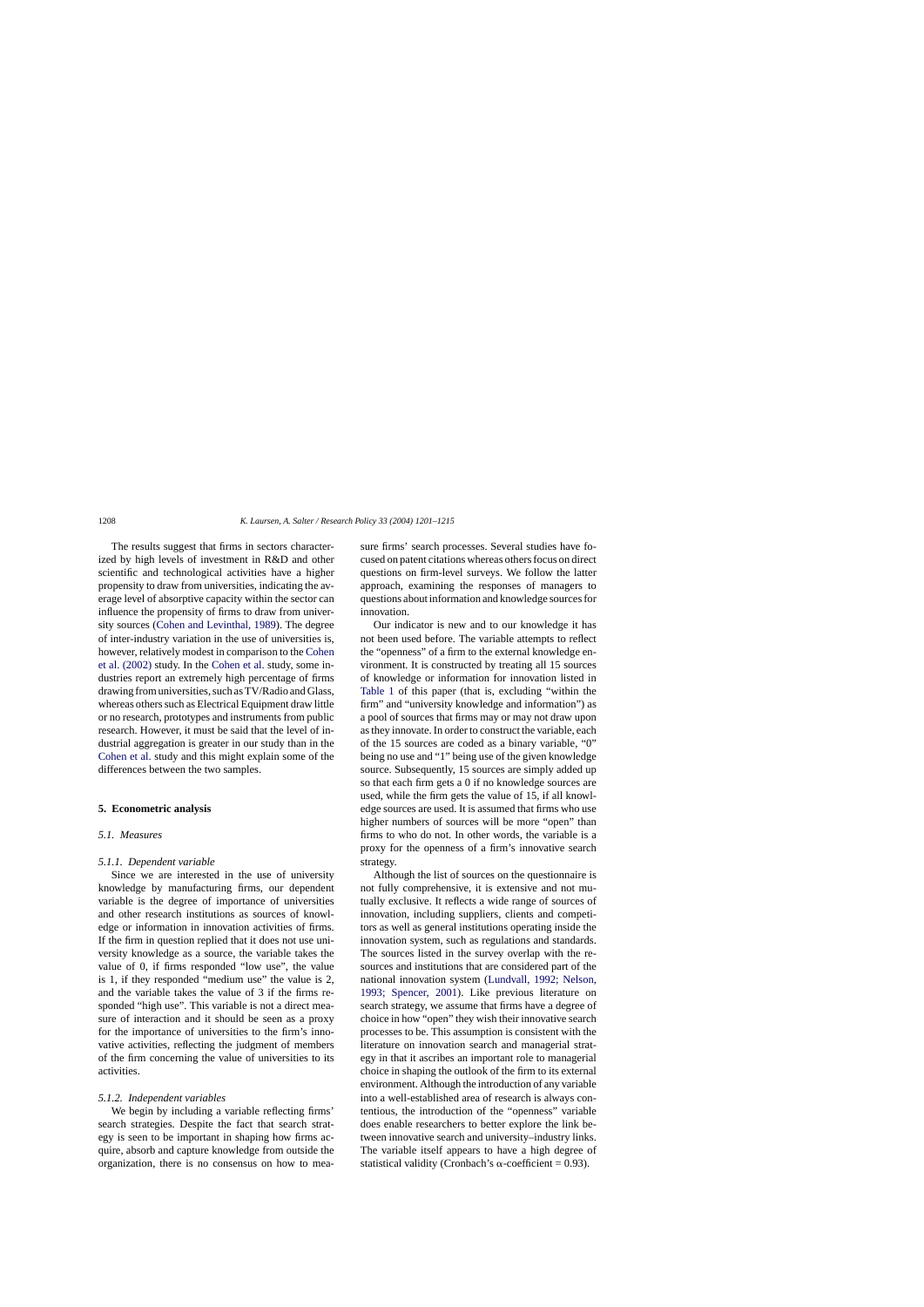The results suggest that firms in sectors characterized by high levels of investment in R&D and other scientific and technological activities have a higher propensity to draw from universities, indicating the average level of absorptive capacity within the sector can influence the propensity of firms to draw from university sources (Cohen and Levinthal, 1989). The degree of inter-industry variation in the use of universities is, however, relatively modest in comparison to the Cohen et al. (2002) study. In the Cohen et al. study, some industries report an extremely high percentage of firms drawing from universities, such as TV/Radio and Glass, whereas others such as Electrical Equipment draw little or no research, prototypes and instruments from public research. However, it must be said that the level of industrial aggregation is greater in our study than in the Cohen et al. study and this might explain some of the differences between the two samples.

## 5. Econometric analysis

### 5.1. Measures

#### 5.1.1. Dependent variable

Since we are interested in the use of university knowledge by manufacturing firms, our dependent variable is the degree of importance of universities and other research institutions as sources of knowledge or information in innovation activities of firms. If the firm in question replied that it does not use university knowledge as a source, the variable takes the value of 0, if firms responded "low use", the value is 1, if they responded "medium use" the value is 2, and the variable takes the value of 3 if the firms responded "high use". This variable is not a direct measure of interaction and it should be seen as a proxy for the importance of universities to the firm's innovative activities, reflecting the judgment of members of the firm concerning the value of universities to its activities.

#### 5.1.2. Independent variables

We begin by including a variable reflecting firms' search strategies. Despite the fact that search strategy is seen to be important in shaping how firms acquire, absorb and capture knowledge from outside the organization, there is no consensus on how to measure firms' search processes. Several studies have focused on patent citations whereas others focus on direct questions on firm-level surveys. We follow the latter approach, examining the responses of managers to questions about information and knowledge sources for innovation.

Our indicator is new and to our knowledge it has not been used before. The variable attempts to reflect the "openness" of a firm to the external knowledge environment. It is constructed by treating all 15 sources of knowledge or information for innovation listed in Table 1 of this paper (that is, excluding "within the firm" and "university knowledge and information") as a pool of sources that firms may or may not draw upon as they innovate. In order to construct the variable, each of the 15 sources are coded as a binary variable, "0" being no use and "1" being use of the given knowledge source. Subsequently, 15 sources are simply added up so that each firm gets a 0 if no knowledge sources are used, while the firm gets the value of 15, if all knowledge sources are used. It is assumed that firms who use higher numbers of sources will be more "open" than firms to who do not. In other words, the variable is a proxy for the openness of a firm's innovative search strategy.

Although the list of sources on the questionnaire is not fully comprehensive, it is extensive and not mutually exclusive. It reflects a wide range of sources of innovation, including suppliers, clients and competitors as well as general institutions operating inside the innovation system, such as regulations and standards. The sources listed in the survey overlap with the resources and institutions that are considered part of the national innovation system (Lundvall, 1992; Nelson, 1993; Spencer, 2001). Like previous literature on search strategy, we assume that firms have a degree of choice in how "open" they wish their innovative search processes to be. This assumption is consistent with the literature on innovation search and managerial strategy in that it ascribes an important role to managerial choice in shaping the outlook of the firm to its external environment. Although the introduction of any variable into a well-established area of research is always contentious, the introduction of the "openness" variable does enable researchers to better explore the link between innovative search and university–industry links. The variable itself appears to have a high degree of statistical validity (Cronbach's $\alpha$-coefficient = 0.93).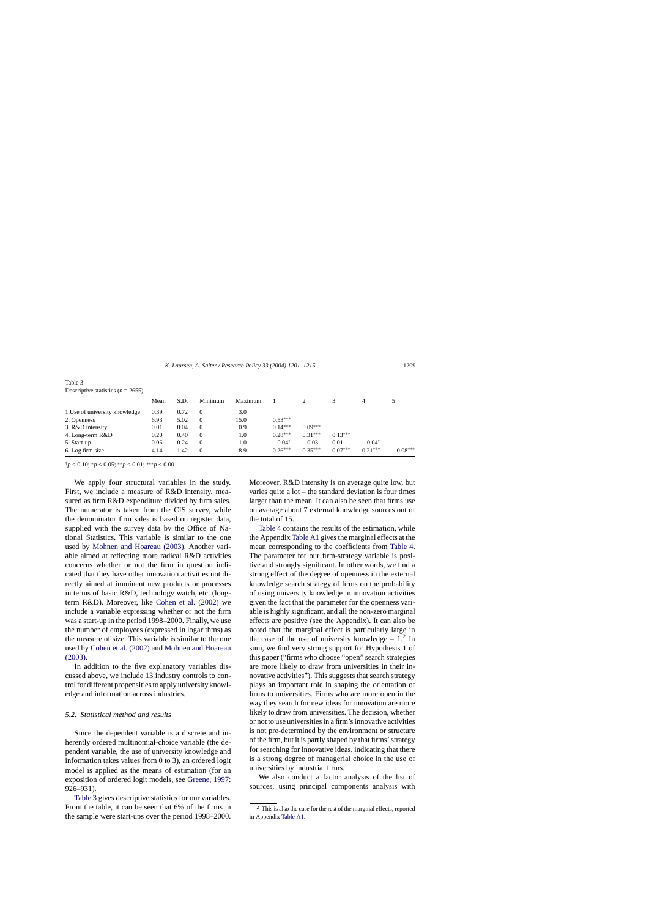Table 3
Descriptive statistics ($n = 2655$)

| | Mean | S.D. | Minimum | Maximum | 1 | 2 | 3 | 4 | 5 |
|---|---|---|---|---|---|---|---|---|---|
| 1.Use of university knowledge | 0.39 | 0.72 | 0 | 3.0 | | | | | |
| 2. Openness | 6.93 | 5.02 | 0 | 15.0 | 0.53*** | | | | |
| 3. R&D intensity | 0.01 | 0.04 | 0 | 0.9 | 0.14*** | 0.09*** | | | |
| 4. Long-term R&D | 0.20 | 0.40 | 0 | 1.0 | 0.28*** | 0.31*** | 0.13*** | | |
| 5. Start-up | 0.06 | 0.24 | 0 | 1.0 | −0.04† | −0.03 | 0.01 | −0.04† | |
| 6. Log firm size | 4.14 | 1.42 | 0 | 8.9 | 0.26*** | 0.35*** | 0.07*** | 0.21*** | −0.08*** |

†$p < 0.10$; *$p < 0.05$; **$p < 0.01$; ***$p < 0.001$.

We apply four structural variables in the study. First, we include a measure of R&D intensity, measured as firm R&D expenditure divided by firm sales. The numerator is taken from the CIS survey, while the denominator firm sales is based on register data, supplied with the survey data by the Office of National Statistics. This variable is similar to the one used by Mohnen and Hoareau (2003). Another variable aimed at reflecting more radical R&D activities concerns whether or not the firm in question indicated that they have other innovation activities not directly aimed at imminent new products or processes in terms of basic R&D, technology watch, etc. (long-term R&D). Moreover, like Cohen et al. (2002) we include a variable expressing whether or not the firm was a start-up in the period 1998–2000. Finally, we use the number of employees (expressed in logarithms) as the measure of size. This variable is similar to the one used by Cohen et al. (2002) and Mohnen and Hoareau (2003).

In addition to the five explanatory variables discussed above, we include 13 industry controls to control for different propensities to apply university knowledge and information across industries.

### 5.2. Statistical method and results

Since the dependent variable is a discrete and inherently ordered multinomial-choice variable (the dependent variable, the use of university knowledge and information takes values from 0 to 3), an ordered logit model is applied as the means of estimation (for an exposition of ordered logit models, see Greene, 1997: 926–931).

Table 3 gives descriptive statistics for our variables. From the table, it can be seen that 6% of the firms in the sample were start-ups over the period 1998–2000. Moreover, R&D intensity is on average quite low, but varies quite a lot – the standard deviation is four times larger than the mean. It can also be seen that firms use on average about 7 external knowledge sources out of the total of 15.

Table 4 contains the results of the estimation, while the Appendix Table A1 gives the marginal effects at the mean corresponding to the coefficients from Table 4. The parameter for our firm-strategy variable is positive and strongly significant. In other words, we find a strong effect of the degree of openness in the external knowledge search strategy of firms on the probability of using university knowledge in innovation activities given the fact that the parameter for the openness variable is highly significant, and all the non-zero marginal effects are positive (see the Appendix). It can also be noted that the marginal effect is particularly large in the case of the use of university knowledge = 1.[2] In sum, we find very strong support for Hypothesis 1 of this paper ("firms who choose "open" search strategies are more likely to draw from universities in their innovative activities"). This suggests that search strategy plays an important role in shaping the orientation of firms to universities. Firms who are more open in the way they search for new ideas for innovation are more likely to draw from universities. The decision, whether or not to use universities in a firm's innovative activities is not pre-determined by the environment or structure of the firm, but it is partly shaped by that firms' strategy for searching for innovative ideas, indicating that there is a strong degree of managerial choice in the use of universities by industrial firms.

We also conduct a factor analysis of the list of sources, using principal components analysis with

[2] This is also the case for the rest of the marginal effects, reported in Appendix Table A1.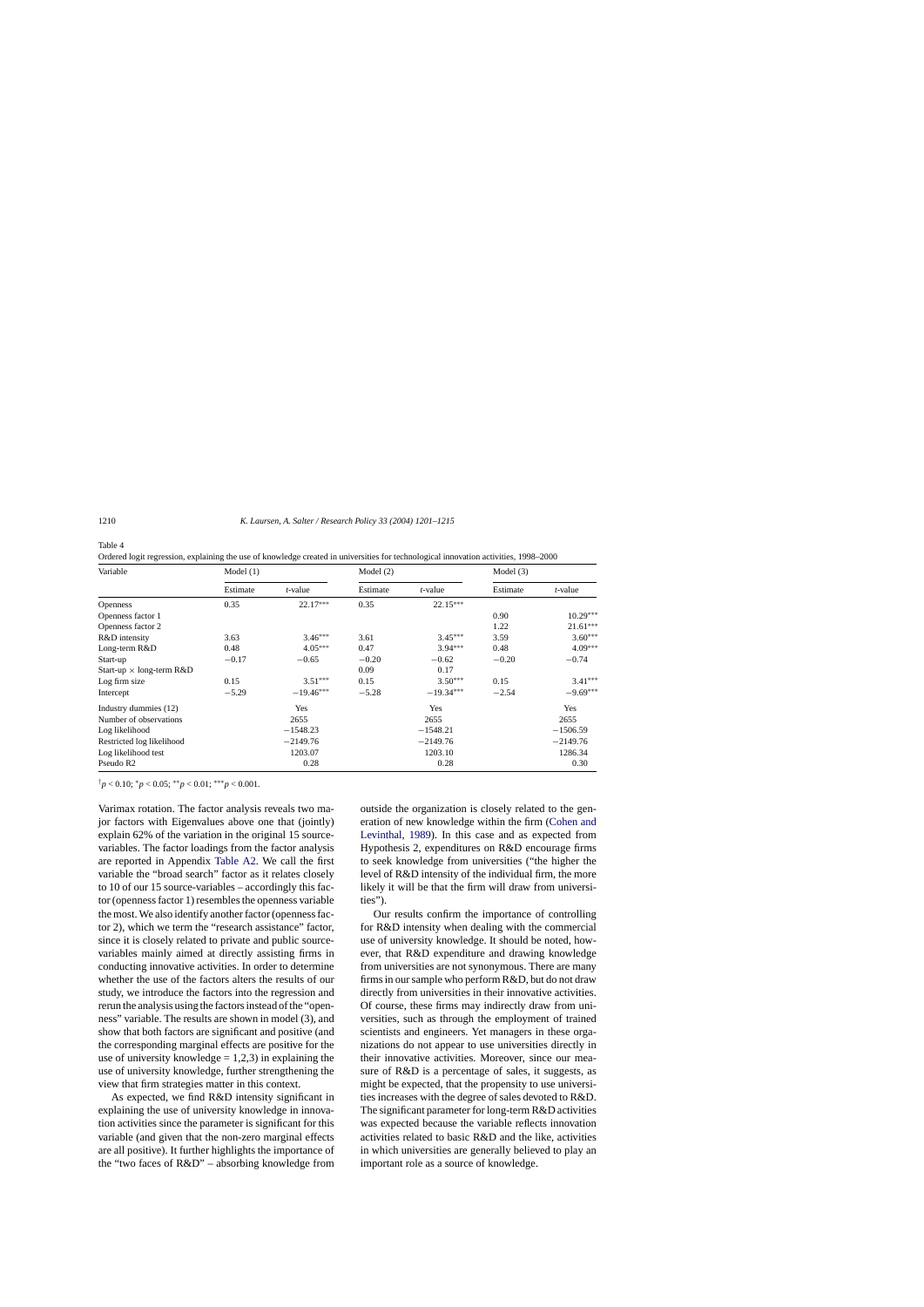Table 4
Ordered logit regression, explaining the use of knowledge created in universities for technological innovation activities, 1998–2000

| Variable | Model (1) | | Model (2) | | Model (3) | |
|---|---|---|---|---|---|---|
| | Estimate | *t*-value | Estimate | *t*-value | Estimate | *t*-value |
| Openness | 0.35 | 22.17*** | 0.35 | 22.15*** | | |
| Openness factor 1 | | | | | 0.90 | 10.29*** |
| Openness factor 2 | | | | | 1.22 | 21.61*** |
| R&D intensity | 3.63 | 3.46*** | 3.61 | 3.45*** | 3.59 | 3.60*** |
| Long-term R&D | 0.48 | 4.05*** | 0.47 | 3.94*** | 0.48 | 4.09*** |
| Start-up | −0.17 | −0.65 | −0.20 | −0.62 | −0.20 | −0.74 |
| Start-up × long-term R&D | | | 0.09 | 0.17 | | |
| Log firm size | 0.15 | 3.51*** | 0.15 | 3.50*** | 0.15 | 3.41*** |
| Intercept | −5.29 | −19.46*** | −5.28 | −19.34*** | −2.54 | −9.69*** |
| Industry dummies (12) | Yes | | Yes | | Yes | |
| Number of observations | 2655 | | 2655 | | 2655 | |
| Log likelihood | −1548.23 | | −1548.21 | | −1506.59 | |
| Restricted log likelihood | −2149.76 | | −2149.76 | | −2149.76 | |
| Log likelihood test | 1203.07 | | 1203.10 | | 1286.34 | |
| Pseudo R2 | 0.28 | | 0.28 | | 0.30 | |

† $p < 0.10$; * $p < 0.05$; ** $p < 0.01$; *** $p < 0.001$.

Varimax rotation. The factor analysis reveals two major factors with Eigenvalues above one that (jointly) explain 62% of the variation in the original 15 source-variables. The factor loadings from the factor analysis are reported in Appendix Table A2. We call the first variable the "broad search" factor as it relates closely to 10 of our 15 source-variables – accordingly this factor (openness factor 1) resembles the openness variable the most. We also identify another factor (openness factor 2), which we term the "research assistance" factor, since it is closely related to private and public source-variables mainly aimed at directly assisting firms in conducting innovative activities. In order to determine whether the use of the factors alters the results of our study, we introduce the factors into the regression and rerun the analysis using the factors instead of the "openness" variable. The results are shown in model (3), and show that both factors are significant and positive (and the corresponding marginal effects are positive for the use of university knowledge = 1,2,3) in explaining the use of university knowledge, further strengthening the view that firm strategies matter in this context.

As expected, we find R&D intensity significant in explaining the use of university knowledge in innovation activities since the parameter is significant for this variable (and given that the non-zero marginal effects are all positive). It further highlights the importance of the "two faces of R&D" – absorbing knowledge from outside the organization is closely related to the generation of new knowledge within the firm (Cohen and Levinthal, 1989). In this case and as expected from Hypothesis 2, expenditures on R&D encourage firms to seek knowledge from universities ("the higher the level of R&D intensity of the individual firm, the more likely it will be that the firm will draw from universities").

Our results confirm the importance of controlling for R&D intensity when dealing with the commercial use of university knowledge. It should be noted, however, that R&D expenditure and drawing knowledge from universities are not synonymous. There are many firms in our sample who perform R&D, but do not draw directly from universities in their innovative activities. Of course, these firms may indirectly draw from universities, such as through the employment of trained scientists and engineers. Yet managers in these organizations do not appear to use universities directly in their innovative activities. Moreover, since our measure of R&D is a percentage of sales, it suggests, as might be expected, that the propensity to use universities increases with the degree of sales devoted to R&D. The significant parameter for long-term R&D activities was expected because the variable reflects innovation activities related to basic R&D and the like, activities in which universities are generally believed to play an important role as a source of knowledge.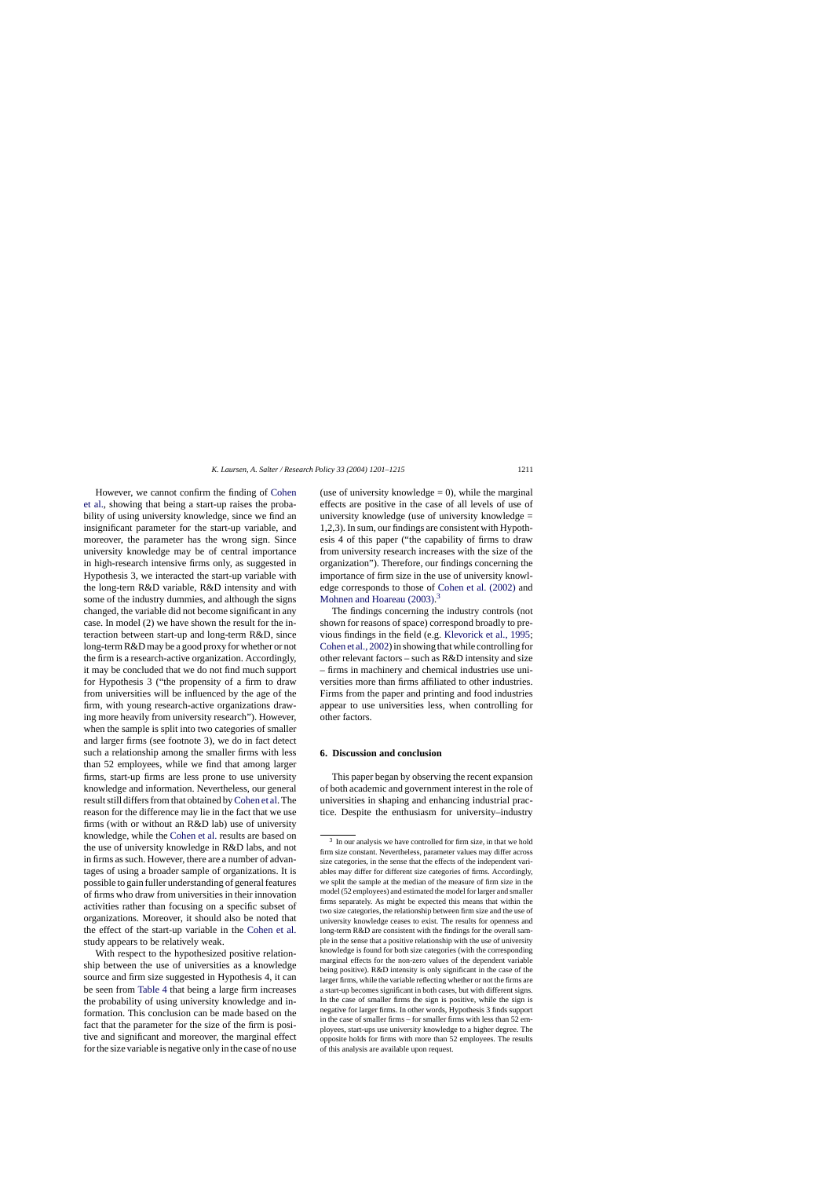However, we cannot confirm the finding of Cohen et al., showing that being a start-up raises the probability of using university knowledge, since we find an insignificant parameter for the start-up variable, and moreover, the parameter has the wrong sign. Since university knowledge may be of central importance in high-research intensive firms only, as suggested in Hypothesis 3, we interacted the start-up variable with the long-tern R&D variable, R&D intensity and with some of the industry dummies, and although the signs changed, the variable did not become significant in any case. In model (2) we have shown the result for the interaction between start-up and long-term R&D, since long-term R&D may be a good proxy for whether or not the firm is a research-active organization. Accordingly, it may be concluded that we do not find much support for Hypothesis 3 ("the propensity of a firm to draw from universities will be influenced by the age of the firm, with young research-active organizations drawing more heavily from university research"). However, when the sample is split into two categories of smaller and larger firms (see footnote 3), we do in fact detect such a relationship among the smaller firms with less than 52 employees, while we find that among larger firms, start-up firms are less prone to use university knowledge and information. Nevertheless, our general result still differs from that obtained by Cohen et al. The reason for the difference may lie in the fact that we use firms (with or without an R&D lab) use of university knowledge, while the Cohen et al. results are based on the use of university knowledge in R&D labs, and not in firms as such. However, there are a number of advantages of using a broader sample of organizations. It is possible to gain fuller understanding of general features of firms who draw from universities in their innovation activities rather than focusing on a specific subset of organizations. Moreover, it should also be noted that the effect of the start-up variable in the Cohen et al. study appears to be relatively weak.

With respect to the hypothesized positive relationship between the use of universities as a knowledge source and firm size suggested in Hypothesis 4, it can be seen from Table 4 that being a large firm increases the probability of using university knowledge and information. This conclusion can be made based on the fact that the parameter for the size of the firm is positive and significant and moreover, the marginal effect for the size variable is negative only in the case of no use (use of university knowledge = 0), while the marginal effects are positive in the case of all levels of use of university knowledge (use of university knowledge = 1,2,3). In sum, our findings are consistent with Hypothesis 4 of this paper ("the capability of firms to draw from university research increases with the size of the organization"). Therefore, our findings concerning the importance of firm size in the use of university knowledge corresponds to those of Cohen et al. (2002) and Mohnen and Hoareau (2003).[3]

The findings concerning the industry controls (not shown for reasons of space) correspond broadly to previous findings in the field (e.g. Klevorick et al., 1995; Cohen et al., 2002) in showing that while controlling for other relevant factors – such as R&D intensity and size – firms in machinery and chemical industries use universities more than firms affiliated to other industries. Firms from the paper and printing and food industries appear to use universities less, when controlling for other factors.

## 6. Discussion and conclusion

This paper began by observing the recent expansion of both academic and government interest in the role of universities in shaping and enhancing industrial practice. Despite the enthusiasm for university–industry

[3] In our analysis we have controlled for firm size, in that we hold firm size constant. Nevertheless, parameter values may differ across size categories, in the sense that the effects of the independent variables may differ for different size categories of firms. Accordingly, we split the sample at the median of the measure of firm size in the model (52 employees) and estimated the model for larger and smaller firms separately. As might be expected this means that within the two size categories, the relationship between firm size and the use of university knowledge ceases to exist. The results for openness and long-term R&D are consistent with the findings for the overall sample in the sense that a positive relationship with the use of university knowledge is found for both size categories (with the corresponding marginal effects for the non-zero values of the dependent variable being positive). R&D intensity is only significant in the case of the larger firms, while the variable reflecting whether or not the firms are a start-up becomes significant in both cases, but with different signs. In the case of smaller firms the sign is positive, while the sign is negative for larger firms. In other words, Hypothesis 3 finds support in the case of smaller firms – for smaller firms with less than 52 employees, start-ups use university knowledge to a higher degree. The opposite holds for firms with more than 52 employees. The results of this analysis are available upon request.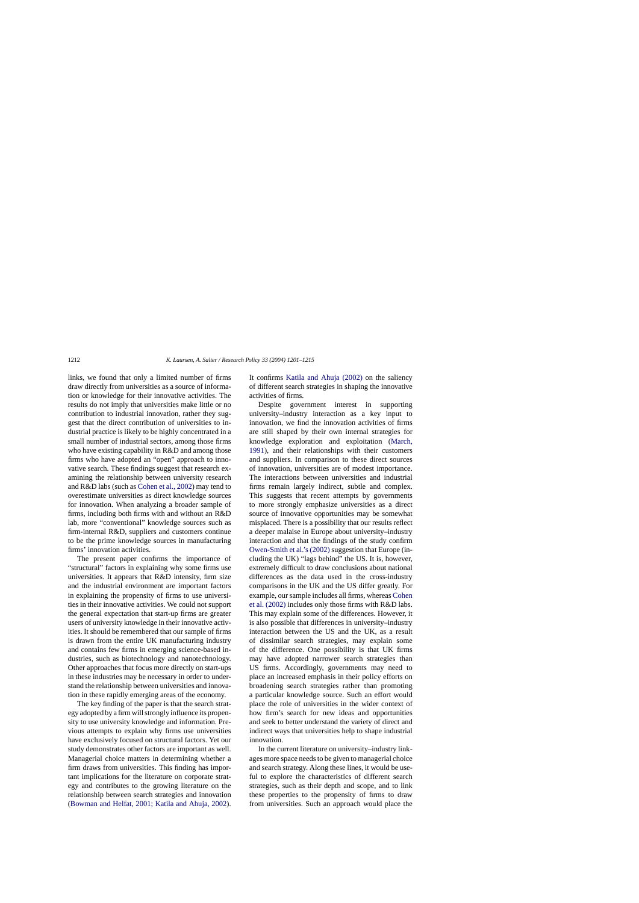links, we found that only a limited number of firms draw directly from universities as a source of information or knowledge for their innovative activities. The results do not imply that universities make little or no contribution to industrial innovation, rather they suggest that the direct contribution of universities to industrial practice is likely to be highly concentrated in a small number of industrial sectors, among those firms who have existing capability in R&D and among those firms who have adopted an "open" approach to innovative search. These findings suggest that research examining the relationship between university research and R&D labs (such as Cohen et al., 2002) may tend to overestimate universities as direct knowledge sources for innovation. When analyzing a broader sample of firms, including both firms with and without an R&D lab, more "conventional" knowledge sources such as firm-internal R&D, suppliers and customers continue to be the prime knowledge sources in manufacturing firms' innovation activities.

The present paper confirms the importance of "structural" factors in explaining why some firms use universities. It appears that R&D intensity, firm size and the industrial environment are important factors in explaining the propensity of firms to use universities in their innovative activities. We could not support the general expectation that start-up firms are greater users of university knowledge in their innovative activities. It should be remembered that our sample of firms is drawn from the entire UK manufacturing industry and contains few firms in emerging science-based industries, such as biotechnology and nanotechnology. Other approaches that focus more directly on start-ups in these industries may be necessary in order to understand the relationship between universities and innovation in these rapidly emerging areas of the economy.

The key finding of the paper is that the search strategy adopted by a firm will strongly influence its propensity to use university knowledge and information. Previous attempts to explain why firms use universities have exclusively focused on structural factors. Yet our study demonstrates other factors are important as well. Managerial choice matters in determining whether a firm draws from universities. This finding has important implications for the literature on corporate strategy and contributes to the growing literature on the relationship between search strategies and innovation (Bowman and Helfat, 2001; Katila and Ahuja, 2002). It confirms Katila and Ahuja (2002) on the saliency of different search strategies in shaping the innovative activities of firms.

Despite government interest in supporting university–industry interaction as a key input to innovation, we find the innovation activities of firms are still shaped by their own internal strategies for knowledge exploration and exploitation (March, 1991), and their relationships with their customers and suppliers. In comparison to these direct sources of innovation, universities are of modest importance. The interactions between universities and industrial firms remain largely indirect, subtle and complex. This suggests that recent attempts by governments to more strongly emphasize universities as a direct source of innovative opportunities may be somewhat misplaced. There is a possibility that our results reflect a deeper malaise in Europe about university–industry interaction and that the findings of the study confirm Owen-Smith et al.'s (2002) suggestion that Europe (including the UK) "lags behind" the US. It is, however, extremely difficult to draw conclusions about national differences as the data used in the cross-industry comparisons in the UK and the US differ greatly. For example, our sample includes all firms, whereas Cohen et al. (2002) includes only those firms with R&D labs. This may explain some of the differences. However, it is also possible that differences in university–industry interaction between the US and the UK, as a result of dissimilar search strategies, may explain some of the difference. One possibility is that UK firms may have adopted narrower search strategies than US firms. Accordingly, governments may need to place an increased emphasis in their policy efforts on broadening search strategies rather than promoting a particular knowledge source. Such an effort would place the role of universities in the wider context of how firm's search for new ideas and opportunities and seek to better understand the variety of direct and indirect ways that universities help to shape industrial innovation.

In the current literature on university–industry linkages more space needs to be given to managerial choice and search strategy. Along these lines, it would be useful to explore the characteristics of different search strategies, such as their depth and scope, and to link these properties to the propensity of firms to draw from universities. Such an approach would place the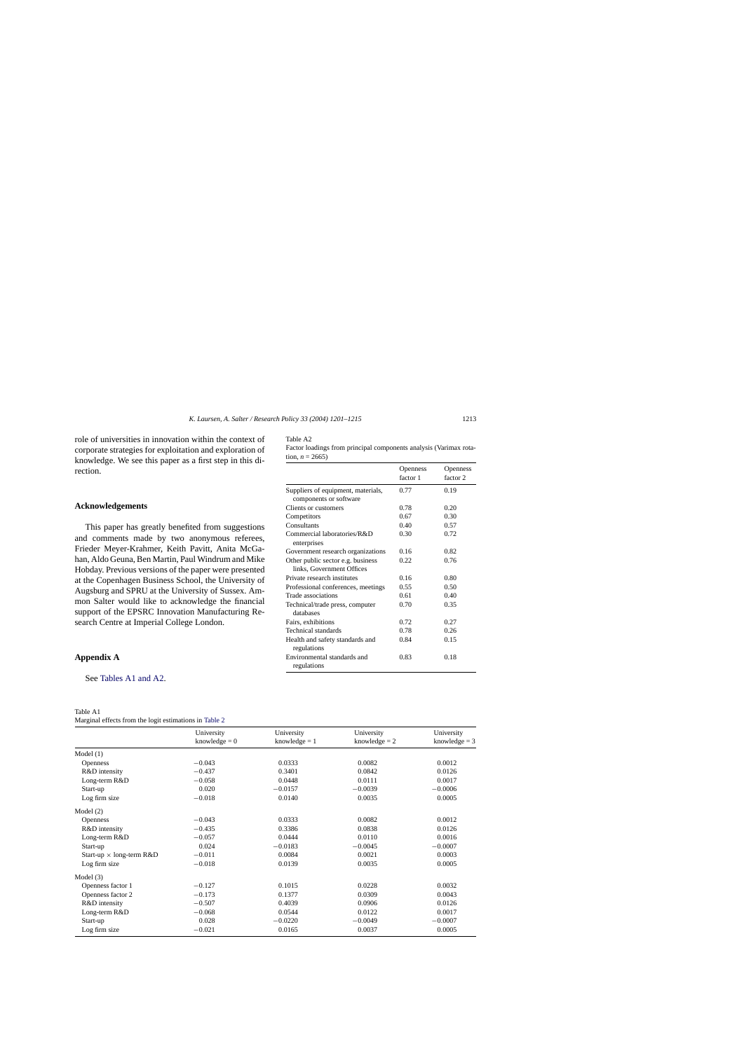role of universities in innovation within the context of corporate strategies for exploitation and exploration of knowledge. We see this paper as a first step in this direction.

## Acknowledgements

This paper has greatly benefited from suggestions and comments made by two anonymous referees, Frieder Meyer-Krahmer, Keith Pavitt, Anita McGahan, Aldo Geuna, Ben Martin, Paul Windrum and Mike Hobday. Previous versions of the paper were presented at the Copenhagen Business School, the University of Augsburg and SPRU at the University of Sussex. Ammon Salter would like to acknowledge the financial support of the EPSRC Innovation Manufacturing Research Centre at Imperial College London.

## Appendix A

See Tables A1 and A2.

Table A2
Factor loadings from principal components analysis (Varimax rotation, $n = 2665$)

| | Openness factor 1 | Openness factor 2 |
|---|---|---|
| Suppliers of equipment, materials, components or software | 0.77 | 0.19 |
| Clients or customers | 0.78 | 0.20 |
| Competitors | 0.67 | 0.30 |
| Consultants | 0.40 | 0.57 |
| Commercial laboratories/R&D enterprises | 0.30 | 0.72 |
| Government research organizations | 0.16 | 0.82 |
| Other public sector e.g. business links, Government Offices | 0.22 | 0.76 |
| Private research institutes | 0.16 | 0.80 |
| Professional conferences, meetings | 0.55 | 0.50 |
| Trade associations | 0.61 | 0.40 |
| Technical/trade press, computer databases | 0.70 | 0.35 |
| Fairs, exhibitions | 0.72 | 0.27 |
| Technical standards | 0.78 | 0.26 |
| Health and safety standards and regulations | 0.84 | 0.15 |
| Environmental standards and regulations | 0.83 | 0.18 |

Table A1
Marginal effects from the logit estimations in Table 2

| | University knowledge = 0 | University knowledge = 1 | University knowledge = 2 | University knowledge = 3 |
|---|---|---|---|---|
| Model (1) | | | | |
| Openness | −0.043 | 0.0333 | 0.0082 | 0.0012 |
| R&D intensity | −0.437 | 0.3401 | 0.0842 | 0.0126 |
| Long-term R&D | −0.058 | 0.0448 | 0.0111 | 0.0017 |
| Start-up | 0.020 | −0.0157 | −0.0039 | −0.0006 |
| Log firm size | −0.018 | 0.0140 | 0.0035 | 0.0005 |
| Model (2) | | | | |
| Openness | −0.043 | 0.0333 | 0.0082 | 0.0012 |
| R&D intensity | −0.435 | 0.3386 | 0.0838 | 0.0126 |
| Long-term R&D | −0.057 | 0.0444 | 0.0110 | 0.0016 |
| Start-up | 0.024 | −0.0183 | −0.0045 | −0.0007 |
| Start-up × long-term R&D | −0.011 | 0.0084 | 0.0021 | 0.0003 |
| Log firm size | −0.018 | 0.0139 | 0.0035 | 0.0005 |
| Model (3) | | | | |
| Openness factor 1 | −0.127 | 0.1015 | 0.0228 | 0.0032 |
| Openness factor 2 | −0.173 | 0.1377 | 0.0309 | 0.0043 |
| R&D intensity | −0.507 | 0.4039 | 0.0906 | 0.0126 |
| Long-term R&D | −0.068 | 0.0544 | 0.0122 | 0.0017 |
| Start-up | 0.028 | −0.0220 | −0.0049 | −0.0007 |
| Log firm size | −0.021 | 0.0165 | 0.0037 | 0.0005 |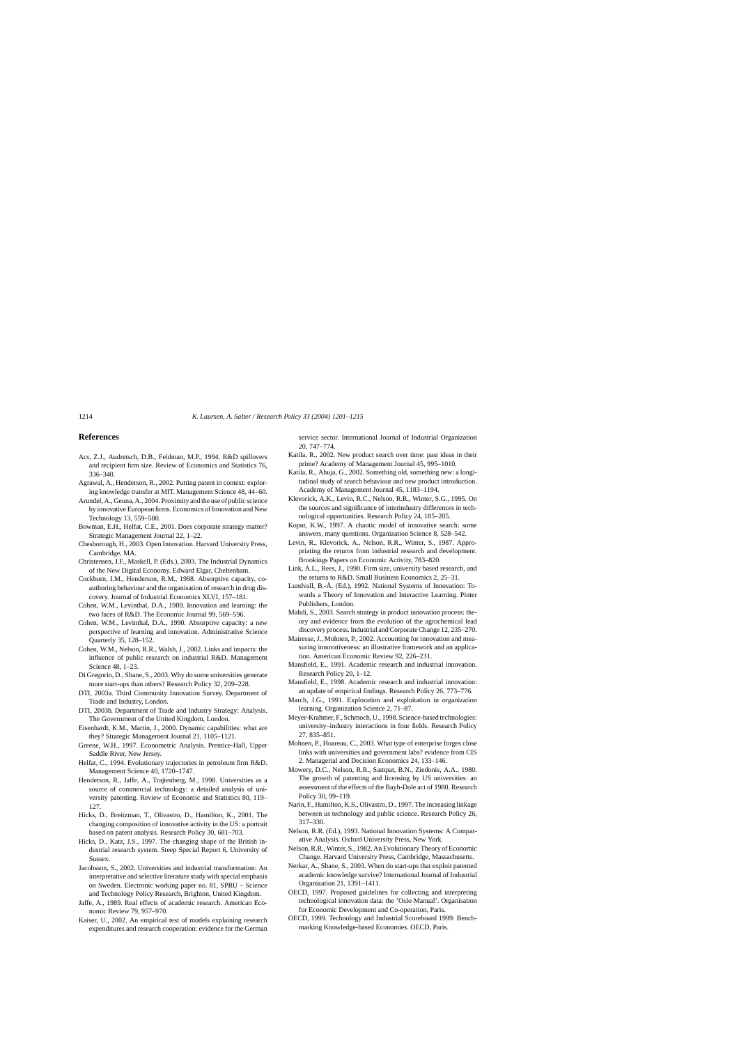## References

Acs, Z.J., Audretsch, D.B., Feldman, M.P., 1994. R&D spillovers and recipient firm size. Review of Economics and Statistics 76, 336–340.

Agrawal, A., Henderson, R., 2002. Putting patent in context: exploring knowledge transfer at MIT. Management Science 48, 44–60.

Arundel, A., Geuna, A., 2004. Proximity and the use of public science by innovative European firms. Economics of Innovation and New Technology 13, 559–580.

Bowman, E.H., Helfat, C.E., 2001. Does corporate strategy matter? Strategic Management Journal 22, 1–22.

Chesborough, H., 2003. Open Innovation. Harvard University Press, Cambridge, MA.

Christensen, J.F., Maskell, P. (Eds.), 2003. The Industrial Dynamics of the New Digital Economy. Edward Elgar, Cheltenham.

Cockburn, I.M., Henderson, R.M., 1998. Absorptive capacity, coauthoring behaviour and the organisation of research in drug discovery. Journal of Industrial Economics XLVI, 157–181.

Cohen, W.M., Levinthal, D.A., 1989. Innovation and learning: the two faces of R&D. The Economic Journal 99, 569–596.

Cohen, W.M., Levinthal, D.A., 1990. Absorptive capacity: a new perspective of learning and innovation. Administrative Science Quarterly 35, 128–152.

Cohen, W.M., Nelson, R.R., Walsh, J., 2002. Links and impacts: the influence of public research on industrial R&D. Management Science 48, 1–23.

Di Gregorio, D., Shane, S., 2003. Why do some universities generate more start-ups than others? Research Policy 32, 209–228.

DTI, 2003a. Third Community Innovation Survey. Department of Trade and Industry, London.

DTI, 2003b. Department of Trade and Industry Strategy: Analysis. The Government of the United Kingdom, London.

Eisenhardt, K.M., Martin, J., 2000. Dynamic capabilities: what are they? Strategic Management Journal 21, 1105–1121.

Greene, W.H., 1997. Econometric Analysis. Prentice-Hall, Upper Saddle River, New Jersey.

Helfat, C., 1994. Evolutionary trajectories in petroleum firm R&D. Management Science 40, 1720–1747.

Henderson, R., Jaffe, A., Trajtenberg, M., 1998. Universities as a source of commercial technology: a detailed analysis of university patenting. Review of Economic and Statistics 80, 119–127.

Hicks, D., Breitzman, T., Olivastro, D., Hamilton, K., 2001. The changing composition of innovative activity in the US: a portrait based on patent analysis. Research Policy 30, 681–703.

Hicks, D., Katz, J.S., 1997. The changing shape of the British industrial research system. Steep Special Report 6, University of Sussex.

Jacobsson, S., 2002. Universities and industrial transformation: An interpretative and selective literature study with special emphasis on Sweden. Electronic working paper no. 81, SPRU – Science and Technology Policy Research, Brighton, United Kingdom.

Jaffe, A., 1989. Real effects of academic research. American Economic Review 79, 957–970.

Kaiser, U., 2002. An empirical test of models explaining research expenditures and research cooperation: evidence for the German service sector. International Journal of Industrial Organization 20, 747–774.

Katila, R., 2002. New product search over time: past ideas in their prime? Academy of Management Journal 45, 995–1010.

Katila, R., Ahuja, G., 2002. Something old, something new: a longitudinal study of search behaviour and new product introduction. Academy of Management Journal 45, 1183–1194.

Klevorick, A.K., Levin, R.C., Nelson, R.R., Winter, S.G., 1995. On the sources and significance of interindustry differences in technological opportunities. Research Policy 24, 185–205.

Koput, K.W., 1997. A chaotic model of innovative search: some answers, many questions. Organization Science 8, 528–542.

Levin, R., Klevorick, A., Nelson, R.R., Winter, S., 1987. Appropriating the returns from industrial research and development. Brookings Papers on Economic Activity, 783–820.

Link, A.L., Rees, J., 1990. Firm size, university based research, and the returns to R&D. Small Business Economics 2, 25–31.

Lundvall, B.-Å. (Ed.), 1992. National Systems of Innovation: Towards a Theory of Innovation and Interactive Learning. Pinter Publishers, London.

Mahdi, S., 2003. Search strategy in product innovation process: theory and evidence from the evolution of the agrochemical lead discovery process. Industrial and Corporate Change 12, 235–270.

Mairesse, J., Mohnen, P., 2002. Accounting for innovation and measuring innovativeness: an illustrative framework and an application. American Economic Review 92, 226–231.

Mansfield, E., 1991. Academic research and industrial innovation. Research Policy 20, 1–12.

Mansfield, E., 1998. Academic research and industrial innovation: an update of empirical findings. Research Policy 26, 773–776.

March, J.G., 1991. Exploration and exploitation in organization learning. Organization Science 2, 71–87.

Meyer-Krahmer, F., Schmoch, U., 1998. Science-based technologies: university–industry interactions in four fields. Research Policy 27, 835–851.

Mohnen, P., Hoareau, C., 2003. What type of enterprise forges close links with universities and government labs? evidence from CIS 2. Managerial and Decision Economics 24, 133–146.

Mowery, D.C., Nelson, R.R., Sampat, B.N., Ziedonis, A.A., 1980. The growth of patenting and licensing by US universities: an assessment of the effects of the Bayh-Dole act of 1980. Research Policy 30, 99–119.

Narin, F., Hamilton, K.S., Olivastro, D., 1997. The increasing linkage between us technology and public science. Research Policy 26, 317–330.

Nelson, R.R. (Ed.), 1993. National Innovation Systems: A Comparative Analysis. Oxford University Press, New York.

Nelson, R.R., Winter, S., 1982. An Evolutionary Theory of Economic Change. Harvard University Press, Cambridge, Massachusetts.

Nerkar, A., Shane, S., 2003. When do start-ups that exploit patented academic knowledge survive? International Journal of Industrial Organization 21, 1391–1411.

OECD, 1997. Proposed guidelines for collecting and interpreting technological innovation data: the 'Oslo Manual'. Organisation for Economic Development and Co-operation, Paris.

OECD, 1999. Technology and Industrial Scoreboard 1999: Benchmarking Knowledge-based Economies. OECD, Paris.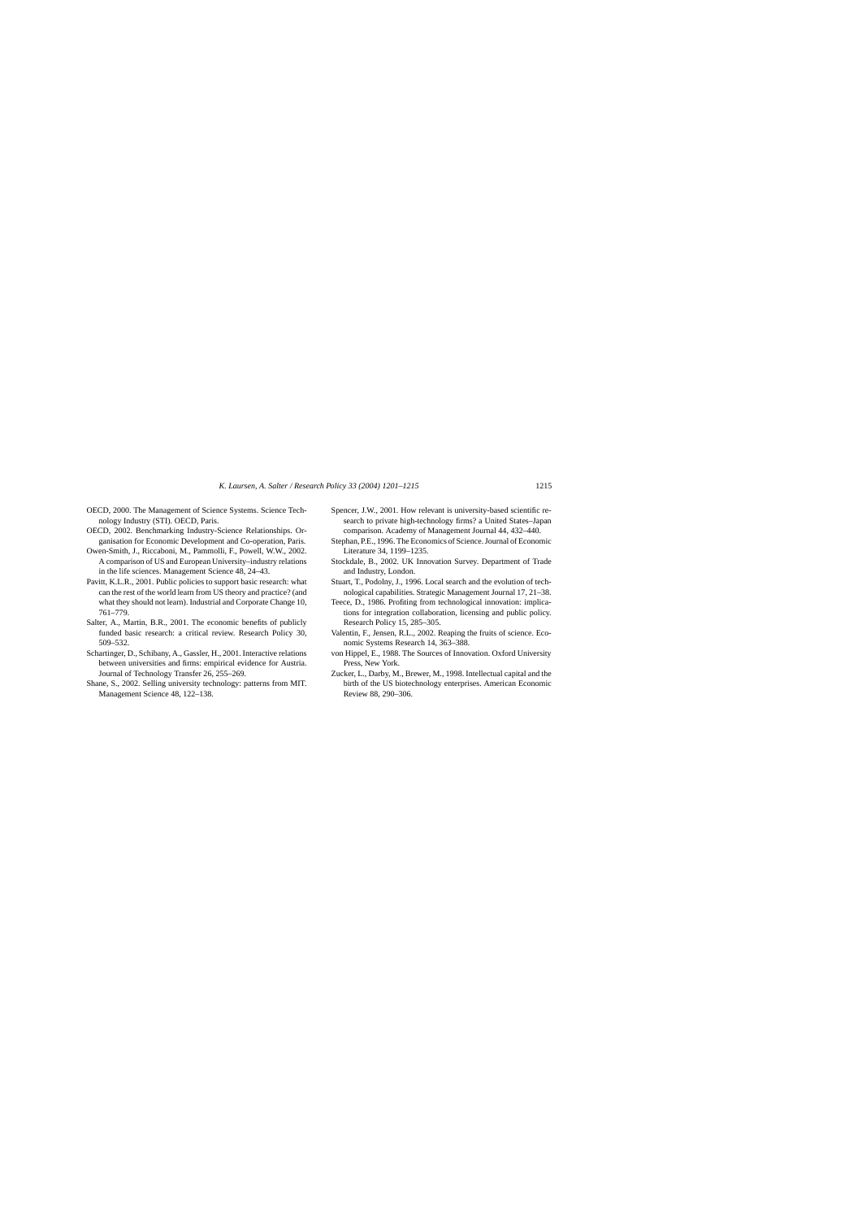OECD, 2000. The Management of Science Systems. Science Technology Industry (STI). OECD, Paris.

OECD, 2002. Benchmarking Industry-Science Relationships. Organisation for Economic Development and Co-operation, Paris.

Owen-Smith, J., Riccaboni, M., Pammolli, F., Powell, W.W., 2002. A comparison of US and European University–industry relations in the life sciences. Management Science 48, 24–43.

Pavitt, K.L.R., 2001. Public policies to support basic research: what can the rest of the world learn from US theory and practice? (and what they should not learn). Industrial and Corporate Change 10, 761–779.

Salter, A., Martin, B.R., 2001. The economic benefits of publicly funded basic research: a critical review. Research Policy 30, 509–532.

Schartinger, D., Schibany, A., Gassler, H., 2001. Interactive relations between universities and firms: empirical evidence for Austria. Journal of Technology Transfer 26, 255–269.

Shane, S., 2002. Selling university technology: patterns from MIT. Management Science 48, 122–138.

Spencer, J.W., 2001. How relevant is university-based scientific research to private high-technology firms? a United States–Japan comparison. Academy of Management Journal 44, 432–440.

Stephan, P.E., 1996. The Economics of Science. Journal of Economic Literature 34, 1199–1235.

Stockdale, B., 2002. UK Innovation Survey. Department of Trade and Industry, London.

Stuart, T., Podolny, J., 1996. Local search and the evolution of technological capabilities. Strategic Management Journal 17, 21–38.

Teece, D., 1986. Profiting from technological innovation: implications for integration collaboration, licensing and public policy. Research Policy 15, 285–305.

Valentin, F., Jensen, R.L., 2002. Reaping the fruits of science. Economic Systems Research 14, 363–388.

von Hippel, E., 1988. The Sources of Innovation. Oxford University Press, New York.

Zucker, L., Darby, M., Brewer, M., 1998. Intellectual capital and the birth of the US biotechnology enterprises. American Economic Review 88, 290–306.